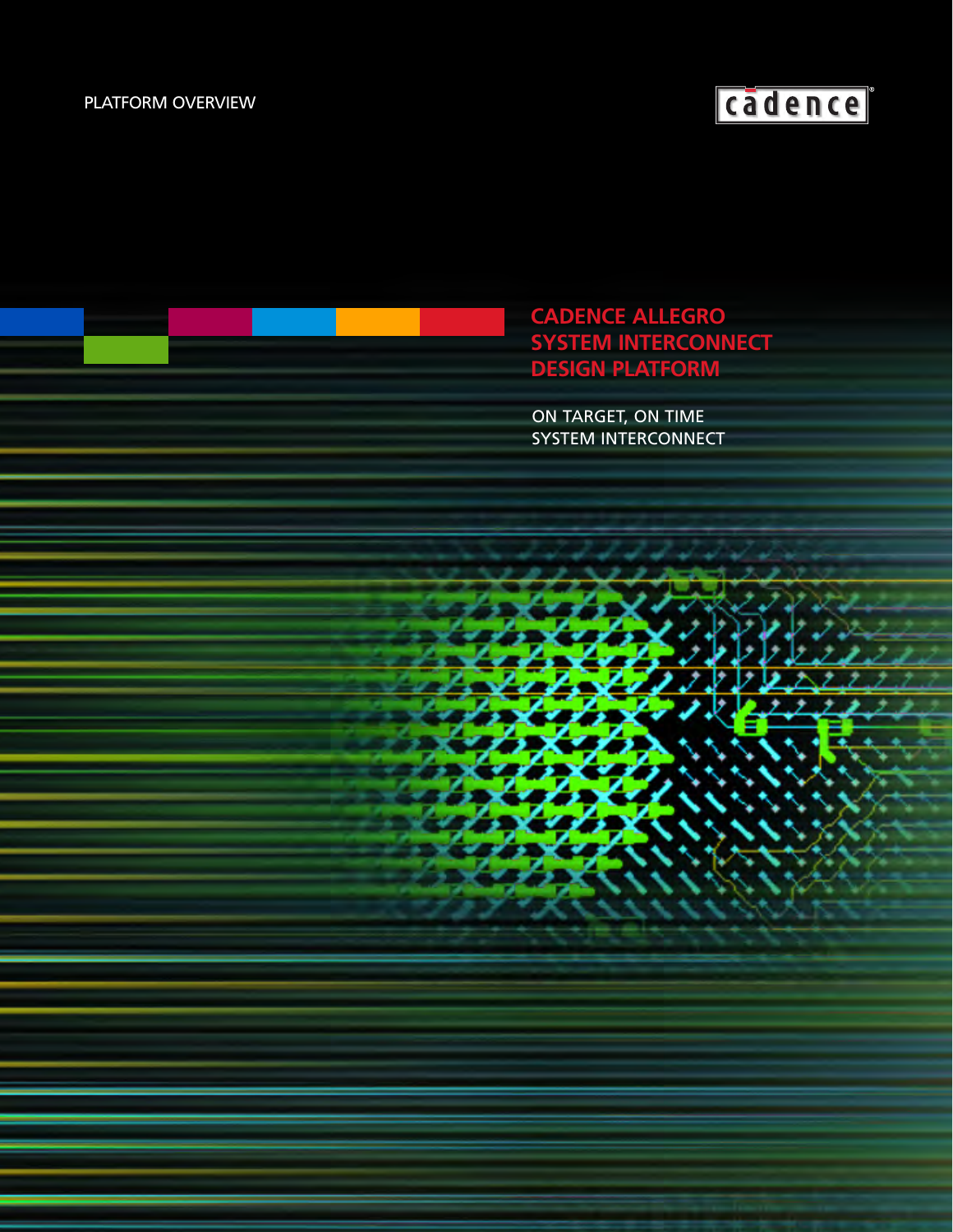PLATFORM OVERVIEW

# CADENCE ALLEGRO SYSTEM INTERCONNECT DESIGN PLATFORM

ON TARGET, ON TIME SYSTEM INTERCONNECT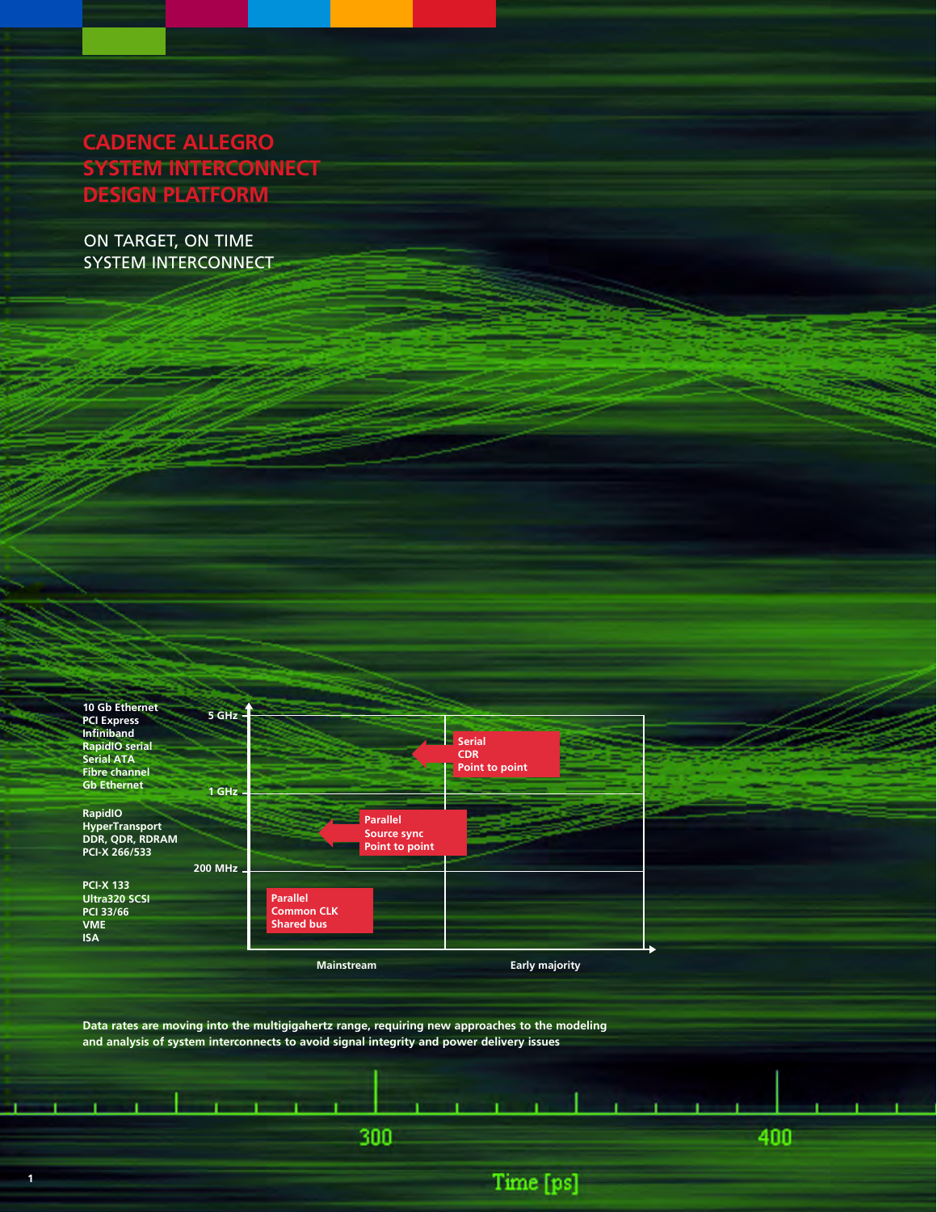# CADENCE ALLEGRO SYSTEM INTERCONNECT DESIGN PLATFORM

ON TARGET, ON TIME SYSTEM INTERCONNECT

| Interfaces | Frequency | Mainstream | Early majority |
|---|---|---|---|
| 10 Gb Ethernet, PCI Express, Infiniband, RapidIO serial, Serial ATA, Fibre channel, Gb Ethernet | 1 GHz – 5 GHz | ← | Serial, CDR, Point to point |
| RapidIO, HyperTransport, DDR, QDR, RDRAM, PCI-X 266/533 | 200 MHz – 1 GHz | ← Parallel, Source sync, Point to point | |
| PCI-X 133, Ultra320 SCSI, PCI 33/66, VME, ISA | below 200 MHz | Parallel, Common CLK, Shared bus | |

Data rates are moving into the multigigahertz range, requiring new approaches to the modeling and analysis of system interconnects to avoid signal integrity and power delivery issues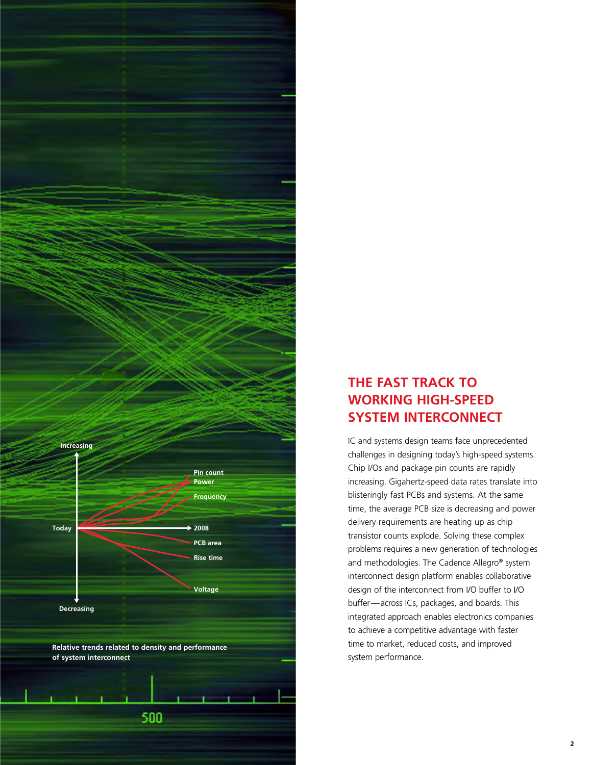Increasing

Pin count
Power
Frequency

Today → 2008

PCB area
Rise time
Voltage

Decreasing

**Relative trends related to density and performance of system interconnect**

## THE FAST TRACK TO WORKING HIGH-SPEED SYSTEM INTERCONNECT

IC and systems design teams face unprecedented challenges in designing today's high-speed systems. Chip I/Os and package pin counts are rapidly increasing. Gigahertz-speed data rates translate into blisteringly fast PCBs and systems. At the same time, the average PCB size is decreasing and power delivery requirements are heating up as chip transistor counts explode. Solving these complex problems requires a new generation of technologies and methodologies. The Cadence Allegro® system interconnect design platform enables collaborative design of the interconnect from I/O buffer to I/O buffer—across ICs, packages, and boards. This integrated approach enables electronics companies to achieve a competitive advantage with faster time to market, reduced costs, and improved system performance.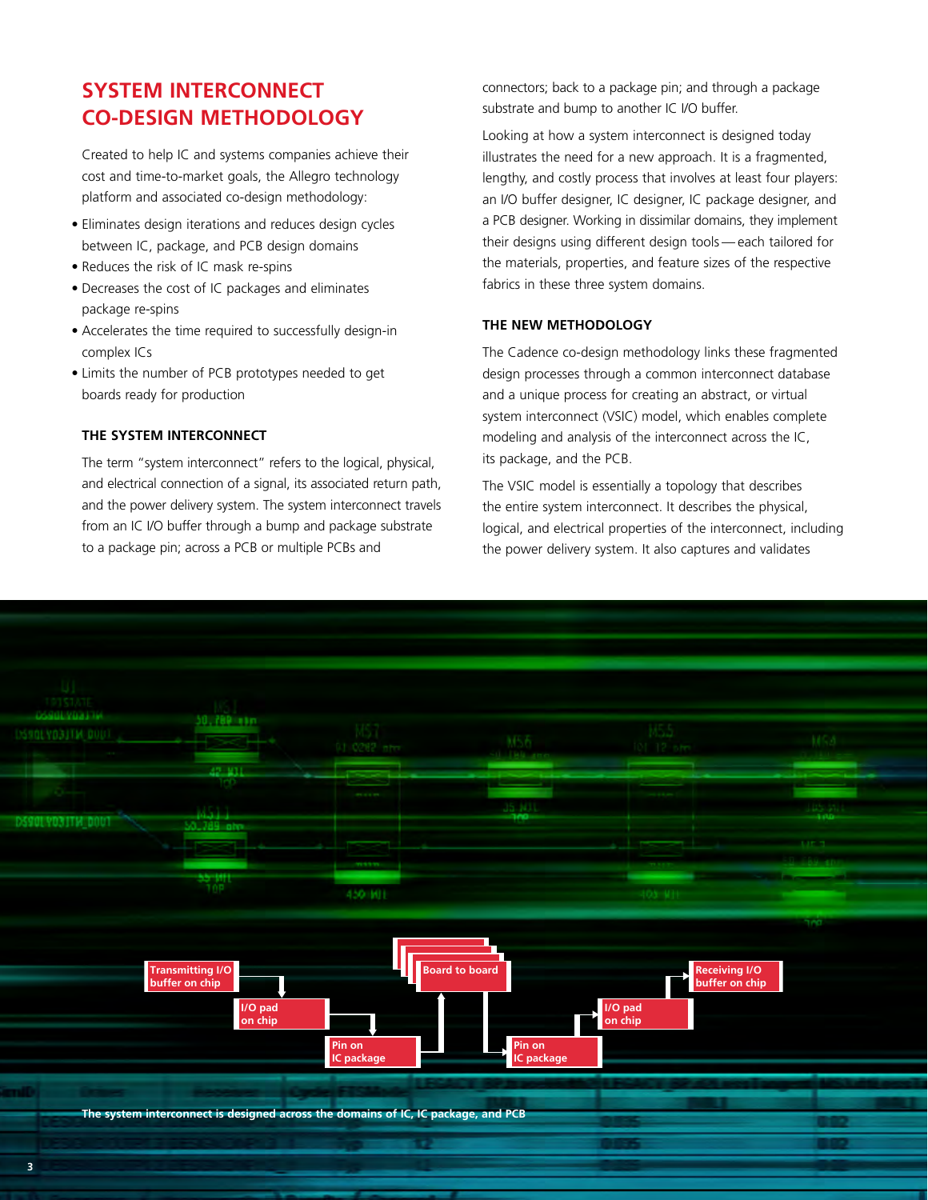# SYSTEM INTERCONNECT CO-DESIGN METHODOLOGY

Created to help IC and systems companies achieve their cost and time-to-market goals, the Allegro technology platform and associated co-design methodology:

- Eliminates design iterations and reduces design cycles between IC, package, and PCB design domains
- Reduces the risk of IC mask re-spins
- Decreases the cost of IC packages and eliminates package re-spins
- Accelerates the time required to successfully design-in complex ICs
- Limits the number of PCB prototypes needed to get boards ready for production

## THE SYSTEM INTERCONNECT

The term "system interconnect" refers to the logical, physical, and electrical connection of a signal, its associated return path, and the power delivery system. The system interconnect travels from an IC I/O buffer through a bump and package substrate to a package pin; across a PCB or multiple PCBs and connectors; back to a package pin; and through a package substrate and bump to another IC I/O buffer.

Looking at how a system interconnect is designed today illustrates the need for a new approach. It is a fragmented, lengthy, and costly process that involves at least four players: an I/O buffer designer, IC designer, IC package designer, and a PCB designer. Working in dissimilar domains, they implement their designs using different design tools — each tailored for the materials, properties, and feature sizes of the respective fabrics in these three system domains.

## THE NEW METHODOLOGY

The Cadence co-design methodology links these fragmented design processes through a common interconnect database and a unique process for creating an abstract, or virtual system interconnect (VSIC) model, which enables complete modeling and analysis of the interconnect across the IC, its package, and the PCB.

The VSIC model is essentially a topology that describes the entire system interconnect. It describes the physical, logical, and electrical properties of the interconnect, including the power delivery system. It also captures and validates

Transmitting I/O buffer on chip → I/O pad on chip → Pin on IC package → Board to board → Pin on IC package → I/O pad on chip → Receiving I/O buffer on chip

The system interconnect is designed across the domains of IC, IC package, and PCB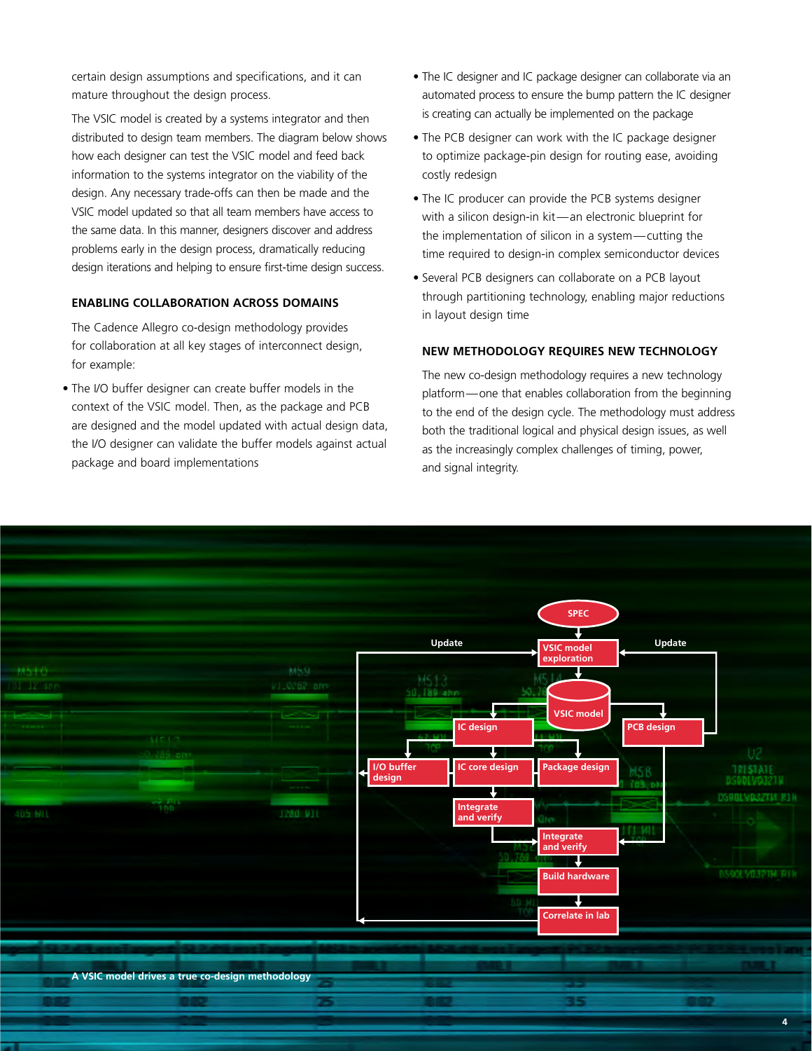certain design assumptions and specifications, and it can mature throughout the design process.

The VSIC model is created by a systems integrator and then distributed to design team members. The diagram below shows how each designer can test the VSIC model and feed back information to the systems integrator on the viability of the design. Any necessary trade-offs can then be made and the VSIC model updated so that all team members have access to the same data. In this manner, designers discover and address problems early in the design process, dramatically reducing design iterations and helping to ensure first-time design success.

## ENABLING COLLABORATION ACROSS DOMAINS

The Cadence Allegro co-design methodology provides for collaboration at all key stages of interconnect design, for example:

- The I/O buffer designer can create buffer models in the context of the VSIC model. Then, as the package and PCB are designed and the model updated with actual design data, the I/O designer can validate the buffer models against actual package and board implementations
- The IC designer and IC package designer can collaborate via an automated process to ensure the bump pattern the IC designer is creating can actually be implemented on the package
- The PCB designer can work with the IC package designer to optimize package-pin design for routing ease, avoiding costly redesign
- The IC producer can provide the PCB systems designer with a silicon design-in kit—an electronic blueprint for the implementation of silicon in a system—cutting the time required to design-in complex semiconductor devices
- Several PCB designers can collaborate on a PCB layout through partitioning technology, enabling major reductions in layout design time

## NEW METHODOLOGY REQUIRES NEW TECHNOLOGY

The new co-design methodology requires a new technology platform—one that enables collaboration from the beginning to the end of the design cycle. The methodology must address both the traditional logical and physical design issues, as well as the increasingly complex challenges of timing, power, and signal integrity.

SPEC → VSIC model exploration → VSIC model → IC design, PCB design; IC design → I/O buffer design, IC core design, Package design; IC core design → Integrate and verify → Integrate and verify → Build hardware → Correlate in lab; Update

A VSIC model drives a true co-design methodology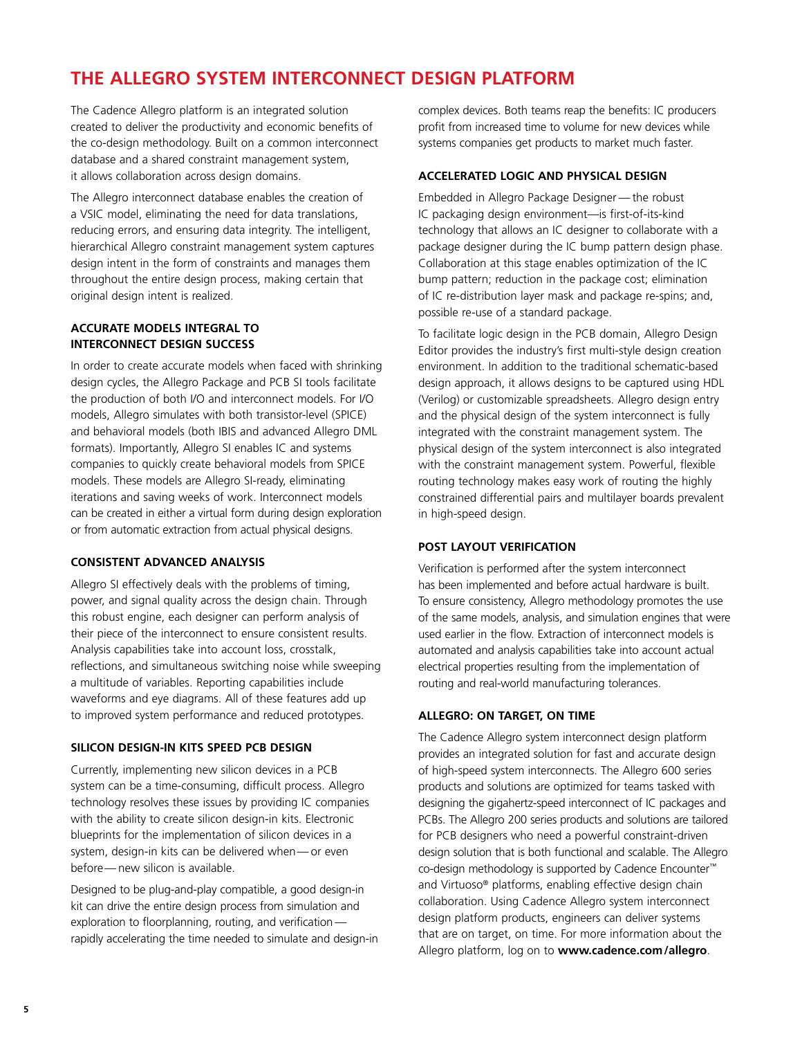# THE ALLEGRO SYSTEM INTERCONNECT DESIGN PLATFORM

The Cadence Allegro platform is an integrated solution created to deliver the productivity and economic benefits of the co-design methodology. Built on a common interconnect database and a shared constraint management system, it allows collaboration across design domains.

The Allegro interconnect database enables the creation of a VSIC model, eliminating the need for data translations, reducing errors, and ensuring data integrity. The intelligent, hierarchical Allegro constraint management system captures design intent in the form of constraints and manages them throughout the entire design process, making certain that original design intent is realized.

### ACCURATE MODELS INTEGRAL TO INTERCONNECT DESIGN SUCCESS

In order to create accurate models when faced with shrinking design cycles, the Allegro Package and PCB SI tools facilitate the production of both I/O and interconnect models. For I/O models, Allegro simulates with both transistor-level (SPICE) and behavioral models (both IBIS and advanced Allegro DML formats). Importantly, Allegro SI enables IC and systems companies to quickly create behavioral models from SPICE models. These models are Allegro SI-ready, eliminating iterations and saving weeks of work. Interconnect models can be created in either a virtual form during design exploration or from automatic extraction from actual physical designs.

### CONSISTENT ADVANCED ANALYSIS

Allegro SI effectively deals with the problems of timing, power, and signal quality across the design chain. Through this robust engine, each designer can perform analysis of their piece of the interconnect to ensure consistent results. Analysis capabilities take into account loss, crosstalk, reflections, and simultaneous switching noise while sweeping a multitude of variables. Reporting capabilities include waveforms and eye diagrams. All of these features add up to improved system performance and reduced prototypes.

### SILICON DESIGN-IN KITS SPEED PCB DESIGN

Currently, implementing new silicon devices in a PCB system can be a time-consuming, difficult process. Allegro technology resolves these issues by providing IC companies with the ability to create silicon design-in kits. Electronic blueprints for the implementation of silicon devices in a system, design-in kits can be delivered when — or even before — new silicon is available.

Designed to be plug-and-play compatible, a good design-in kit can drive the entire design process from simulation and exploration to floorplanning, routing, and verification — rapidly accelerating the time needed to simulate and design-in complex devices. Both teams reap the benefits: IC producers profit from increased time to volume for new devices while systems companies get products to market much faster.

### ACCELERATED LOGIC AND PHYSICAL DESIGN

Embedded in Allegro Package Designer — the robust IC packaging design environment—is first-of-its-kind technology that allows an IC designer to collaborate with a package designer during the IC bump pattern design phase. Collaboration at this stage enables optimization of the IC bump pattern; reduction in the package cost; elimination of IC re-distribution layer mask and package re-spins; and, possible re-use of a standard package.

To facilitate logic design in the PCB domain, Allegro Design Editor provides the industry's first multi-style design creation environment. In addition to the traditional schematic-based design approach, it allows designs to be captured using HDL (Verilog) or customizable spreadsheets. Allegro design entry and the physical design of the system interconnect is fully integrated with the constraint management system. The physical design of the system interconnect is also integrated with the constraint management system. Powerful, flexible routing technology makes easy work of routing the highly constrained differential pairs and multilayer boards prevalent in high-speed design.

### POST LAYOUT VERIFICATION

Verification is performed after the system interconnect has been implemented and before actual hardware is built. To ensure consistency, Allegro methodology promotes the use of the same models, analysis, and simulation engines that were used earlier in the flow. Extraction of interconnect models is automated and analysis capabilities take into account actual electrical properties resulting from the implementation of routing and real-world manufacturing tolerances.

### ALLEGRO: ON TARGET, ON TIME

The Cadence Allegro system interconnect design platform provides an integrated solution for fast and accurate design of high-speed system interconnects. The Allegro 600 series products and solutions are optimized for teams tasked with designing the gigahertz-speed interconnect of IC packages and PCBs. The Allegro 200 series products and solutions are tailored for PCB designers who need a powerful constraint-driven design solution that is both functional and scalable. The Allegro co-design methodology is supported by Cadence Encounter™ and Virtuoso® platforms, enabling effective design chain collaboration. Using Cadence Allegro system interconnect design platform products, engineers can deliver systems that are on target, on time. For more information about the Allegro platform, log on to **www.cadence.com/allegro**.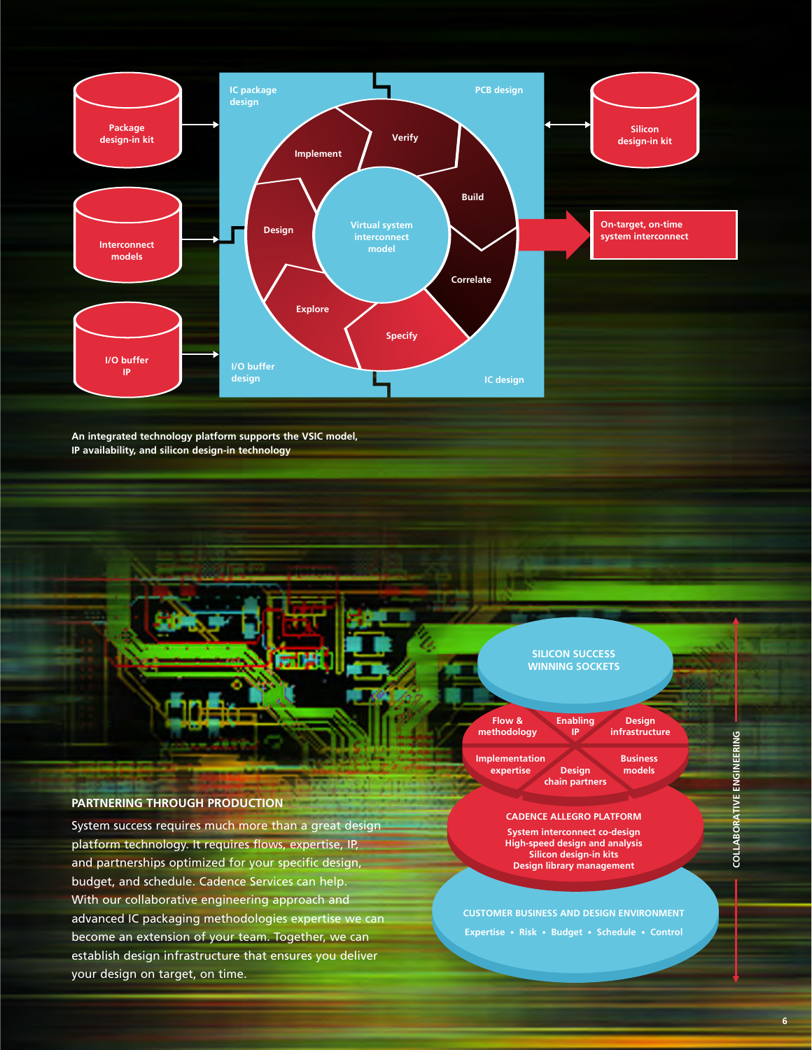An integrated technology platform supports the VSIC model, IP availability, and silicon design-in technology

## PARTNERING THROUGH PRODUCTION

System success requires much more than a great design platform technology. It requires flows, expertise, IP, and partnerships optimized for your specific design, budget, and schedule. Cadence Services can help. With our collaborative engineering approach and advanced IC packaging methodologies expertise we can become an extension of your team. Together, we can establish design infrastructure that ensures you deliver your design on target, on time.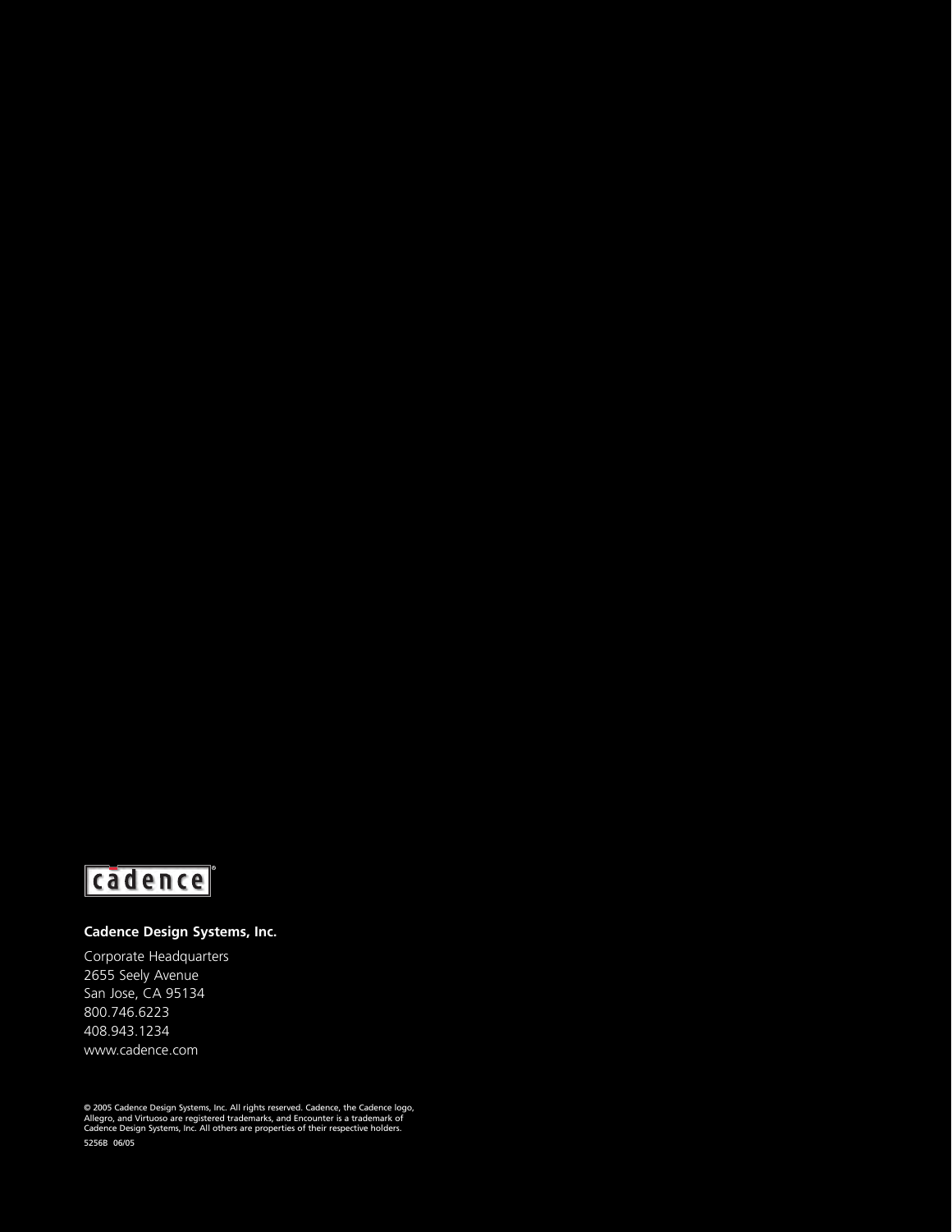cadence®

**Cadence Design Systems, Inc.**

Corporate Headquarters
2655 Seely Avenue
San Jose, CA 95134
800.746.6223
408.943.1234
www.cadence.com

© 2005 Cadence Design Systems, Inc. All rights reserved. Cadence, the Cadence logo, Allegro, and Virtuoso are registered trademarks, and Encounter is a trademark of Cadence Design Systems, Inc. All others are properties of their respective holders.

5256B 06/05